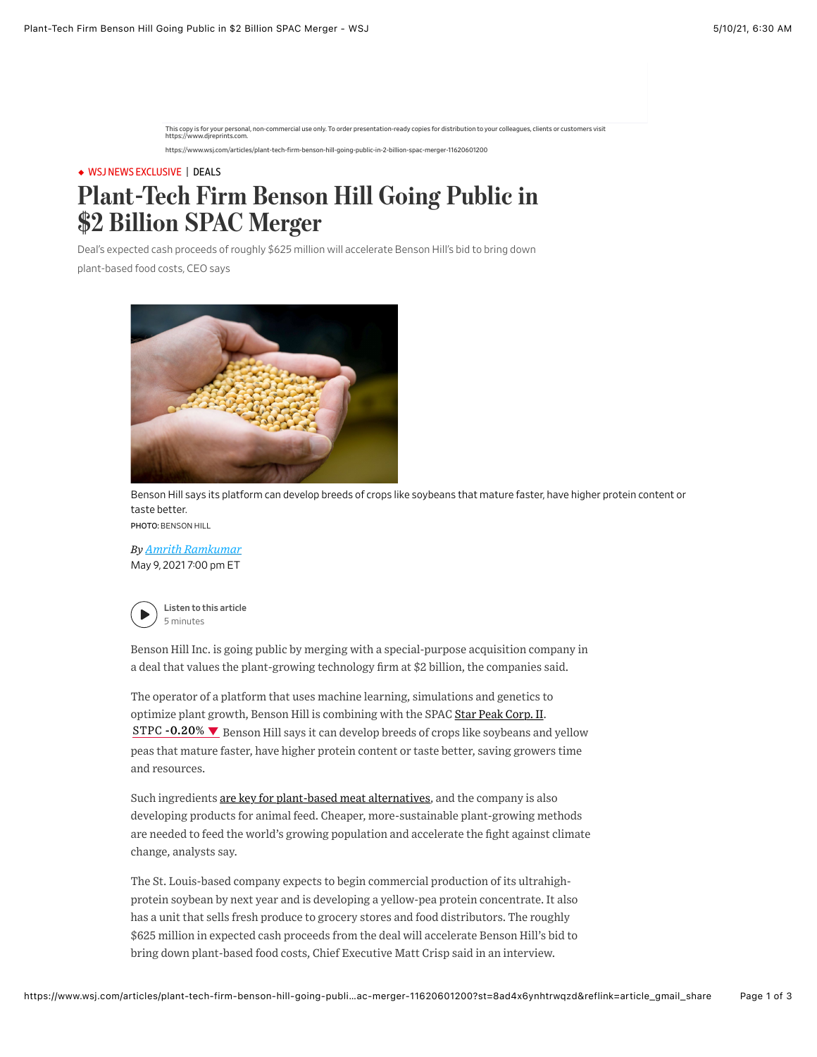This copy is for your personal, non-commercial use only. To order presentation-ready copies for distribution to your colleagues, clients or customers visit https://www.djreprints.com.

https://www.wsj.com/articles/plant-tech-firm-benson-hill-going-public-in-2-billion-spac-merger-11620601200

◆ WSJ NEWS EXCLUSIVE | DEALS

# Plant-Tech Firm Benson Hill Going Public in $2 Billion SPAC Merger

Deal's expected cash proceeds of roughly $625 million will accelerate Benson Hill's bid to bring down plant-based food costs, CEO says

Benson Hill says its platform can develop breeds of crops like soybeans that mature faster, have higher protein content or taste better.
PHOTO: BENSON HILL

*By Amrith Ramkumar*
May 9, 2021 7:00 pm ET

Listen to this article
5 minutes

Benson Hill Inc. is going public by merging with a special-purpose acquisition company in a deal that values the plant-growing technology firm at $2 billion, the companies said.

The operator of a platform that uses machine learning, simulations and genetics to optimize plant growth, Benson Hill is combining with the SPAC Star Peak Corp. II. STPC -0.20% ▼ Benson Hill says it can develop breeds of crops like soybeans and yellow peas that mature faster, have higher protein content or taste better, saving growers time and resources.

Such ingredients are key for plant-based meat alternatives, and the company is also developing products for animal feed. Cheaper, more-sustainable plant-growing methods are needed to feed the world's growing population and accelerate the fight against climate change, analysts say.

The St. Louis-based company expects to begin commercial production of its ultrahigh-protein soybean by next year and is developing a yellow-pea protein concentrate. It also has a unit that sells fresh produce to grocery stores and food distributors. The roughly $625 million in expected cash proceeds from the deal will accelerate Benson Hill's bid to bring down plant-based food costs, Chief Executive Matt Crisp said in an interview.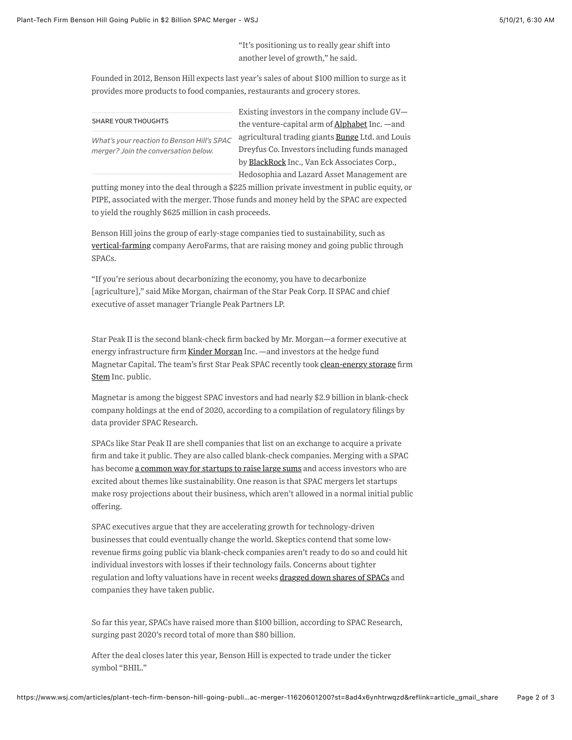"It's positioning us to really gear shift into another level of growth," he said.

Founded in 2012, Benson Hill expects last year's sales of about $100 million to surge as it provides more products to food companies, restaurants and grocery stores.

SHARE YOUR THOUGHTS

*What's your reaction to Benson Hill's SPAC merger? Join the conversation below.*

Existing investors in the company include GV—the venture-capital arm of Alphabet Inc. —and agricultural trading giants Bunge Ltd. and Louis Dreyfus Co. Investors including funds managed by BlackRock Inc., Van Eck Associates Corp., Hedosophia and Lazard Asset Management are putting money into the deal through a $225 million private investment in public equity, or PIPE, associated with the merger. Those funds and money held by the SPAC are expected to yield the roughly $625 million in cash proceeds.

Benson Hill joins the group of early-stage companies tied to sustainability, such as vertical-farming company AeroFarms, that are raising money and going public through SPACs.

"If you're serious about decarbonizing the economy, you have to decarbonize [agriculture]," said Mike Morgan, chairman of the Star Peak Corp. II SPAC and chief executive of asset manager Triangle Peak Partners LP.

Star Peak II is the second blank-check firm backed by Mr. Morgan—a former executive at energy infrastructure firm Kinder Morgan Inc. —and investors at the hedge fund Magnetar Capital. The team's first Star Peak SPAC recently took clean-energy storage firm Stem Inc. public.

Magnetar is among the biggest SPAC investors and had nearly $2.9 billion in blank-check company holdings at the end of 2020, according to a compilation of regulatory filings by data provider SPAC Research.

SPACs like Star Peak II are shell companies that list on an exchange to acquire a private firm and take it public. They are also called blank-check companies. Merging with a SPAC has become a common way for startups to raise large sums and access investors who are excited about themes like sustainability. One reason is that SPAC mergers let startups make rosy projections about their business, which aren't allowed in a normal initial public offering.

SPAC executives argue that they are accelerating growth for technology-driven businesses that could eventually change the world. Skeptics contend that some low-revenue firms going public via blank-check companies aren't ready to do so and could hit individual investors with losses if their technology fails. Concerns about tighter regulation and lofty valuations have in recent weeks dragged down shares of SPACs and companies they have taken public.

So far this year, SPACs have raised more than $100 billion, according to SPAC Research, surging past 2020's record total of more than $80 billion.

After the deal closes later this year, Benson Hill is expected to trade under the ticker symbol "BHIL."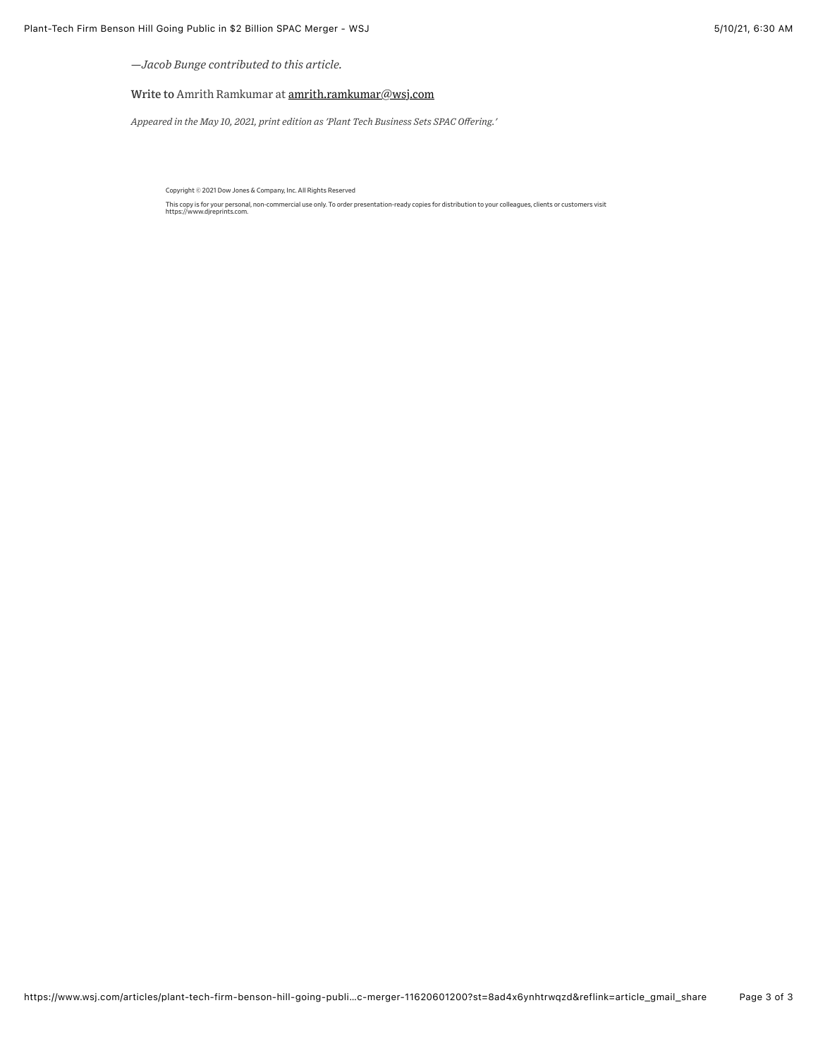*—Jacob Bunge contributed to this article.*

**Write to** Amrith Ramkumar at amrith.ramkumar@wsj.com

*Appeared in the May 10, 2021, print edition as 'Plant Tech Business Sets SPAC Offering.'*

Copyright © 2021 Dow Jones & Company, Inc. All Rights Reserved

This copy is for your personal, non-commercial use only. To order presentation-ready copies for distribution to your colleagues, clients or customers visit https://www.djreprints.com.